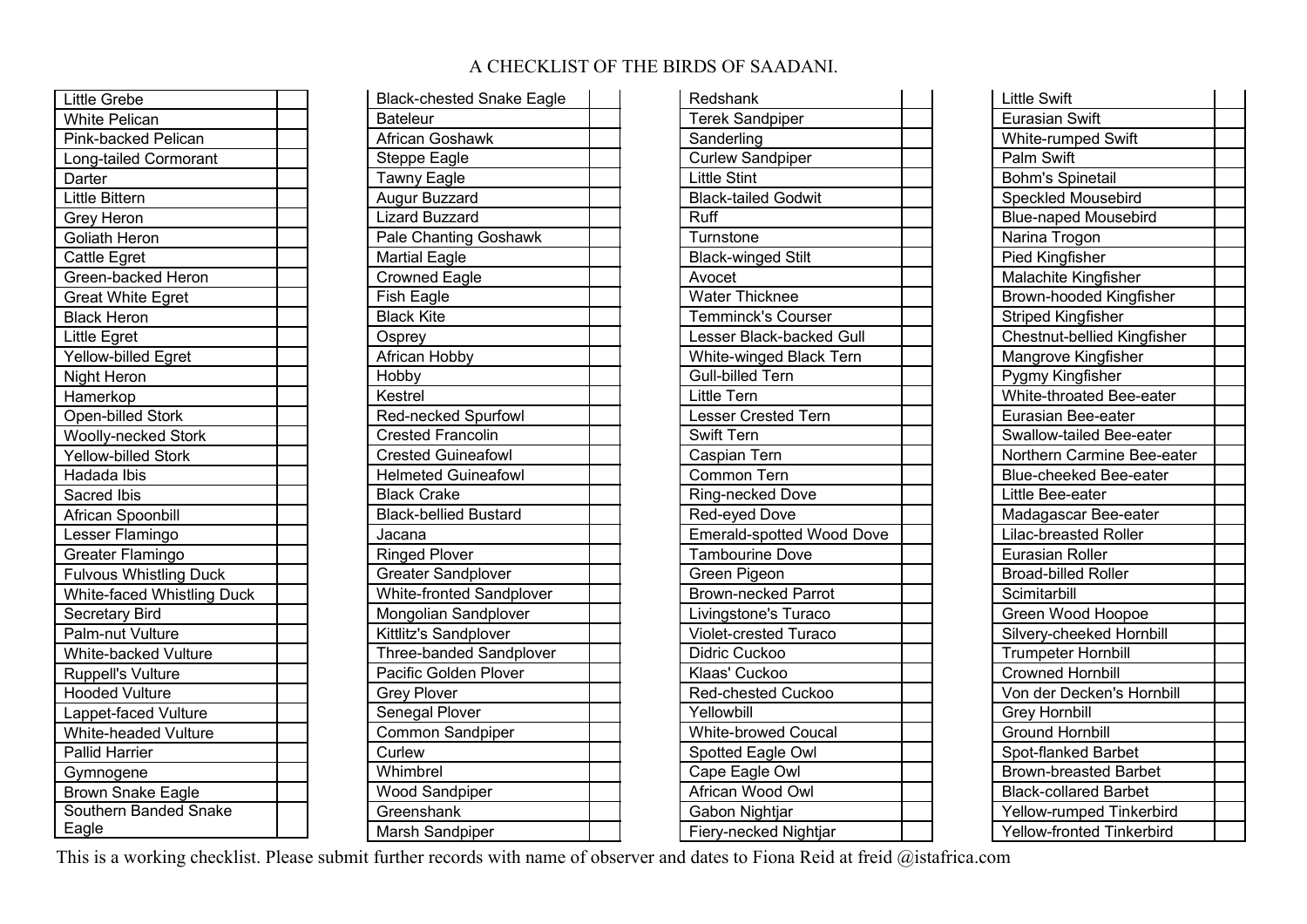# A CHECKLIST OF THE BIRDS OF SAADANI.

| Species | |
|---|---|
| Little Grebe | |
| White Pelican | |
| Pink-backed Pelican | |
| Long-tailed Cormorant | |
| Darter | |
| Little Bittern | |
| Grey Heron | |
| Goliath Heron | |
| Cattle Egret | |
| Green-backed Heron | |
| Great White Egret | |
| Black Heron | |
| Little Egret | |
| Yellow-billed Egret | |
| Night Heron | |
| Hamerkop | |
| Open-billed Stork | |
| Woolly-necked Stork | |
| Yellow-billed Stork | |
| Hadada Ibis | |
| Sacred Ibis | |
| African Spoonbill | |
| Lesser Flamingo | |
| Greater Flamingo | |
| Fulvous Whistling Duck | |
| White-faced Whistling Duck | |
| Secretary Bird | |
| Palm-nut Vulture | |
| White-backed Vulture | |
| Ruppell's Vulture | |
| Hooded Vulture | |
| Lappet-faced Vulture | |
| White-headed Vulture | |
| Pallid Harrier | |
| Gymnogene | |
| Brown Snake Eagle | |
| Southern Banded Snake Eagle | |

| Species | |
|---|---|
| Black-chested Snake Eagle | |
| Bateleur | |
| African Goshawk | |
| Steppe Eagle | |
| Tawny Eagle | |
| Augur Buzzard | |
| Lizard Buzzard | |
| Pale Chanting Goshawk | |
| Martial Eagle | |
| Crowned Eagle | |
| Fish Eagle | |
| Black Kite | |
| Osprey | |
| African Hobby | |
| Hobby | |
| Kestrel | |
| Red-necked Spurfowl | |
| Crested Francolin | |
| Crested Guineafowl | |
| Helmeted Guineafowl | |
| Black Crake | |
| Black-bellied Bustard | |
| Jacana | |
| Ringed Plover | |
| Greater Sandplover | |
| White-fronted Sandplover | |
| Mongolian Sandplover | |
| Kittlitz's Sandplover | |
| Three-banded Sandplover | |
| Pacific Golden Plover | |
| Grey Plover | |
| Senegal Plover | |
| Common Sandpiper | |
| Curlew | |
| Whimbrel | |
| Wood Sandpiper | |
| Greenshank | |
| Marsh Sandpiper | |

| Species | |
|---|---|
| Redshank | |
| Terek Sandpiper | |
| Sanderling | |
| Curlew Sandpiper | |
| Little Stint | |
| Black-tailed Godwit | |
| Ruff | |
| Turnstone | |
| Black-winged Stilt | |
| Avocet | |
| Water Thicknee | |
| Temminck's Courser | |
| Lesser Black-backed Gull | |
| White-winged Black Tern | |
| Gull-billed Tern | |
| Little Tern | |
| Lesser Crested Tern | |
| Swift Tern | |
| Caspian Tern | |
| Common Tern | |
| Ring-necked Dove | |
| Red-eyed Dove | |
| Emerald-spotted Wood Dove | |
| Tambourine Dove | |
| Green Pigeon | |
| Brown-necked Parrot | |
| Livingstone's Turaco | |
| Violet-crested Turaco | |
| Didric Cuckoo | |
| Klaas' Cuckoo | |
| Red-chested Cuckoo | |
| Yellowbill | |
| White-browed Coucal | |
| Spotted Eagle Owl | |
| Cape Eagle Owl | |
| African Wood Owl | |
| Gabon Nightjar | |
| Fiery-necked Nightjar | |

| Species | |
|---|---|
| Little Swift | |
| Eurasian Swift | |
| White-rumped Swift | |
| Palm Swift | |
| Bohm's Spinetail | |
| Speckled Mousebird | |
| Blue-naped Mousebird | |
| Narina Trogon | |
| Pied Kingfisher | |
| Malachite Kingfisher | |
| Brown-hooded Kingfisher | |
| Striped Kingfisher | |
| Chestnut-bellied Kingfisher | |
| Mangrove Kingfisher | |
| Pygmy Kingfisher | |
| White-throated Bee-eater | |
| Eurasian Bee-eater | |
| Swallow-tailed Bee-eater | |
| Northern Carmine Bee-eater | |
| Blue-cheeked Bee-eater | |
| Little Bee-eater | |
| Madagascar Bee-eater | |
| Lilac-breasted Roller | |
| Eurasian Roller | |
| Broad-billed Roller | |
| Scimitarbill | |
| Green Wood Hoopoe | |
| Silvery-cheeked Hornbill | |
| Trumpeter Hornbill | |
| Crowned Hornbill | |
| Von der Decken's Hornbill | |
| Grey Hornbill | |
| Ground Hornbill | |
| Spot-flanked Barbet | |
| Brown-breasted Barbet | |
| Black-collared Barbet | |
| Yellow-rumped Tinkerbird | |
| Yellow-fronted Tinkerbird | |

This is a working checklist. Please submit further records with name of observer and dates to Fiona Reid at freid @istafrica.com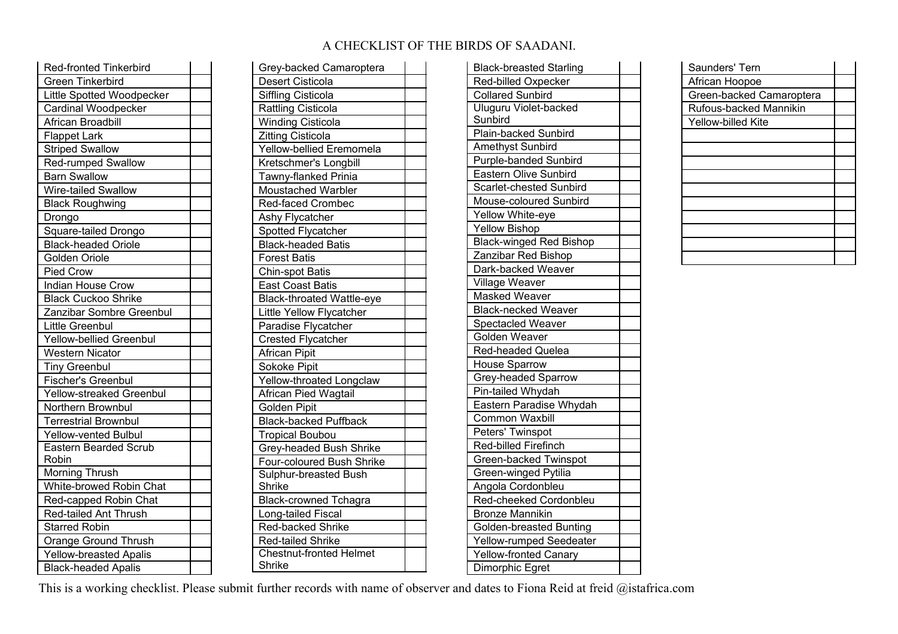# A CHECKLIST OF THE BIRDS OF SAADANI.

| | |
|---|---|
| Red-fronted Tinkerbird | |
| Green Tinkerbird | |
| Little Spotted Woodpecker | |
| Cardinal Woodpecker | |
| African Broadbill | |
| Flappet Lark | |
| Striped Swallow | |
| Red-rumped Swallow | |
| Barn Swallow | |
| Wire-tailed Swallow | |
| Black Roughwing | |
| Drongo | |
| Square-tailed Drongo | |
| Black-headed Oriole | |
| Golden Oriole | |
| Pied Crow | |
| Indian House Crow | |
| Black Cuckoo Shrike | |
| Zanzibar Sombre Greenbul | |
| Little Greenbul | |
| Yellow-bellied Greenbul | |
| Western Nicator | |
| Tiny Greenbul | |
| Fischer's Greenbul | |
| Yellow-streaked Greenbul | |
| Northern Brownbul | |
| Terrestrial Brownbul | |
| Yellow-vented Bulbul | |
| Eastern Bearded Scrub Robin | |
| Morning Thrush | |
| White-browed Robin Chat | |
| Red-capped Robin Chat | |
| Red-tailed Ant Thrush | |
| Starred Robin | |
| Orange Ground Thrush | |
| Yellow-breasted Apalis | |
| Black-headed Apalis | |

| | |
|---|---|
| Grey-backed Camaroptera | |
| Desert Cisticola | |
| Siffling Cisticola | |
| Rattling Cisticola | |
| Winding Cisticola | |
| Zitting Cisticola | |
| Yellow-bellied Eremomela | |
| Kretschmer's Longbill | |
| Tawny-flanked Prinia | |
| Moustached Warbler | |
| Red-faced Crombec | |
| Ashy Flycatcher | |
| Spotted Flycatcher | |
| Black-headed Batis | |
| Forest Batis | |
| Chin-spot Batis | |
| East Coast Batis | |
| Black-throated Wattle-eye | |
| Little Yellow Flycatcher | |
| Paradise Flycatcher | |
| Crested Flycatcher | |
| African Pipit | |
| Sokoke Pipit | |
| Yellow-throated Longclaw | |
| African Pied Wagtail | |
| Golden Pipit | |
| Black-backed Puffback | |
| Tropical Boubou | |
| Grey-headed Bush Shrike | |
| Four-coloured Bush Shrike | |
| Sulphur-breasted Bush Shrike | |
| Black-crowned Tchagra | |
| Long-tailed Fiscal | |
| Red-backed Shrike | |
| Red-tailed Shrike | |
| Chestnut-fronted Helmet Shrike | |

| | |
|---|---|
| Black-breasted Starling | |
| Red-billed Oxpecker | |
| Collared Sunbird | |
| Uluguru Violet-backed Sunbird | |
| Plain-backed Sunbird | |
| Amethyst Sunbird | |
| Purple-banded Sunbird | |
| Eastern Olive Sunbird | |
| Scarlet-chested Sunbird | |
| Mouse-coloured Sunbird | |
| Yellow White-eye | |
| Yellow Bishop | |
| Black-winged Red Bishop | |
| Zanzibar Red Bishop | |
| Dark-backed Weaver | |
| Village Weaver | |
| Masked Weaver | |
| Black-necked Weaver | |
| Spectacled Weaver | |
| Golden Weaver | |
| Red-headed Quelea | |
| House Sparrow | |
| Grey-headed Sparrow | |
| Pin-tailed Whydah | |
| Eastern Paradise Whydah | |
| Common Waxbill | |
| Peters' Twinspot | |
| Red-billed Firefinch | |
| Green-backed Twinspot | |
| Green-winged Pytilia | |
| Angola Cordonbleu | |
| Red-cheeked Cordonbleu | |
| Bronze Mannikin | |
| Golden-breasted Bunting | |
| Yellow-rumped Seedeater | |
| Yellow-fronted Canary | |
| Dimorphic Egret | |

| | |
|---|---|
| Saunders' Tern | |
| African Hoopoe | |
| Green-backed Camaroptera | |
| Rufous-backed Mannikin | |
| Yellow-billed Kite | |
| | |
| | |
| | |
| | |
| | |
| | |
| | |
| | |
| | |
| | |

This is a working checklist. Please submit further records with name of observer and dates to Fiona Reid at freid @istafrica.com